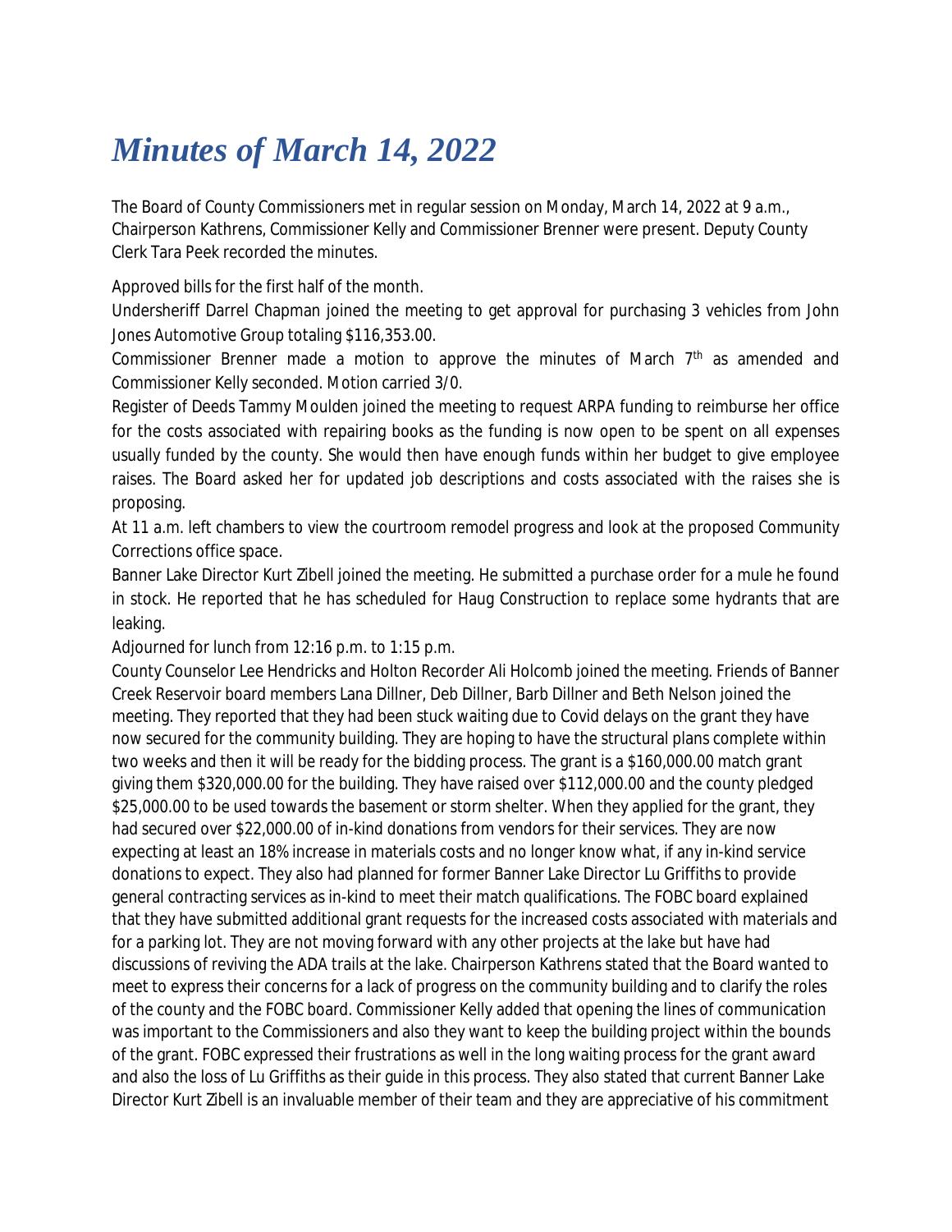# *Minutes of March 14, 2022*

The Board of County Commissioners met in regular session on Monday, March 14, 2022 at 9 a.m., Chairperson Kathrens, Commissioner Kelly and Commissioner Brenner were present. Deputy County Clerk Tara Peek recorded the minutes.

Approved bills for the first half of the month.

Undersheriff Darrel Chapman joined the meeting to get approval for purchasing 3 vehicles from John Jones Automotive Group totaling $116,353.00.

Commissioner Brenner made a motion to approve the minutes of March 7th as amended and Commissioner Kelly seconded. Motion carried 3/0.

Register of Deeds Tammy Moulden joined the meeting to request ARPA funding to reimburse her office for the costs associated with repairing books as the funding is now open to be spent on all expenses usually funded by the county. She would then have enough funds within her budget to give employee raises. The Board asked her for updated job descriptions and costs associated with the raises she is proposing.

At 11 a.m. left chambers to view the courtroom remodel progress and look at the proposed Community Corrections office space.

Banner Lake Director Kurt Zibell joined the meeting. He submitted a purchase order for a mule he found in stock. He reported that he has scheduled for Haug Construction to replace some hydrants that are leaking.

Adjourned for lunch from 12:16 p.m. to 1:15 p.m.

County Counselor Lee Hendricks and Holton Recorder Ali Holcomb joined the meeting. Friends of Banner Creek Reservoir board members Lana Dillner, Deb Dillner, Barb Dillner and Beth Nelson joined the meeting. They reported that they had been stuck waiting due to Covid delays on the grant they have now secured for the community building. They are hoping to have the structural plans complete within two weeks and then it will be ready for the bidding process. The grant is a $160,000.00 match grant giving them $320,000.00 for the building. They have raised over $112,000.00 and the county pledged $25,000.00 to be used towards the basement or storm shelter. When they applied for the grant, they had secured over $22,000.00 of in-kind donations from vendors for their services. They are now expecting at least an 18% increase in materials costs and no longer know what, if any in-kind service donations to expect. They also had planned for former Banner Lake Director Lu Griffiths to provide general contracting services as in-kind to meet their match qualifications. The FOBC board explained that they have submitted additional grant requests for the increased costs associated with materials and for a parking lot. They are not moving forward with any other projects at the lake but have had discussions of reviving the ADA trails at the lake. Chairperson Kathrens stated that the Board wanted to meet to express their concerns for a lack of progress on the community building and to clarify the roles of the county and the FOBC board. Commissioner Kelly added that opening the lines of communication was important to the Commissioners and also they want to keep the building project within the bounds of the grant. FOBC expressed their frustrations as well in the long waiting process for the grant award and also the loss of Lu Griffiths as their guide in this process. They also stated that current Banner Lake Director Kurt Zibell is an invaluable member of their team and they are appreciative of his commitment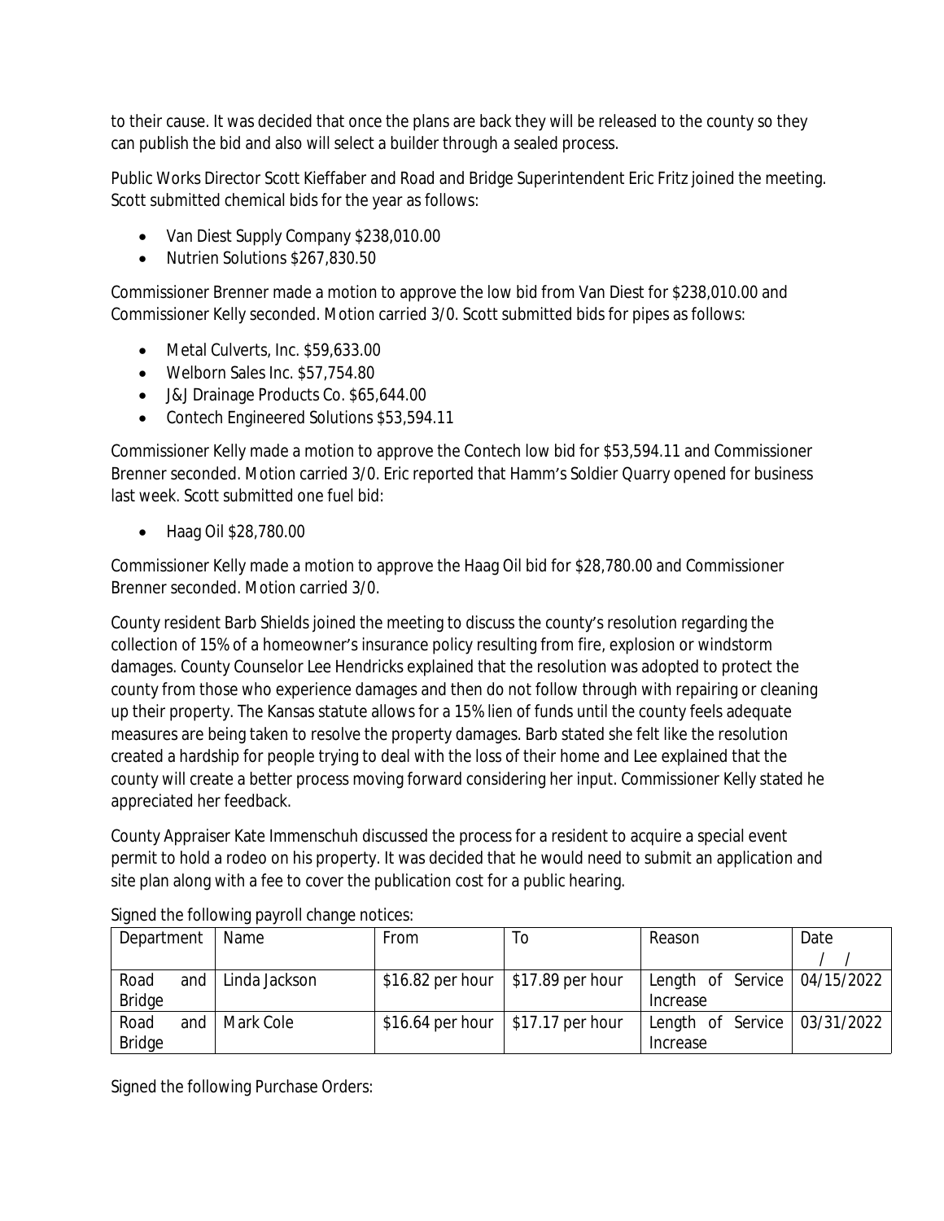to their cause. It was decided that once the plans are back they will be released to the county so they can publish the bid and also will select a builder through a sealed process.

Public Works Director Scott Kieffaber and Road and Bridge Superintendent Eric Fritz joined the meeting. Scott submitted chemical bids for the year as follows:

- Van Diest Supply Company $238,010.00
- Nutrien Solutions $267,830.50

Commissioner Brenner made a motion to approve the low bid from Van Diest for $238,010.00 and Commissioner Kelly seconded. Motion carried 3/0. Scott submitted bids for pipes as follows:

- Metal Culverts, Inc. $59,633.00
- Welborn Sales Inc. $57,754.80
- J&J Drainage Products Co. $65,644.00
- Contech Engineered Solutions $53,594.11

Commissioner Kelly made a motion to approve the Contech low bid for $53,594.11 and Commissioner Brenner seconded. Motion carried 3/0. Eric reported that Hamm's Soldier Quarry opened for business last week. Scott submitted one fuel bid:

- Haag Oil $28,780.00

Commissioner Kelly made a motion to approve the Haag Oil bid for $28,780.00 and Commissioner Brenner seconded. Motion carried 3/0.

County resident Barb Shields joined the meeting to discuss the county's resolution regarding the collection of 15% of a homeowner's insurance policy resulting from fire, explosion or windstorm damages. County Counselor Lee Hendricks explained that the resolution was adopted to protect the county from those who experience damages and then do not follow through with repairing or cleaning up their property. The Kansas statute allows for a 15% lien of funds until the county feels adequate measures are being taken to resolve the property damages. Barb stated she felt like the resolution created a hardship for people trying to deal with the loss of their home and Lee explained that the county will create a better process moving forward considering her input. Commissioner Kelly stated he appreciated her feedback.

County Appraiser Kate Immenschuh discussed the process for a resident to acquire a special event permit to hold a rodeo on his property. It was decided that he would need to submit an application and site plan along with a fee to cover the publication cost for a public hearing.

Signed the following payroll change notices:

| Department | Name | From | To | Reason | Date / / |
|---|---|---|---|---|---|
| Road and Bridge | Linda Jackson | $16.82 per hour | $17.89 per hour | Length of Service Increase | 04/15/2022 |
| Road and Bridge | Mark Cole | $16.64 per hour | $17.17 per hour | Length of Service Increase | 03/31/2022 |

Signed the following Purchase Orders: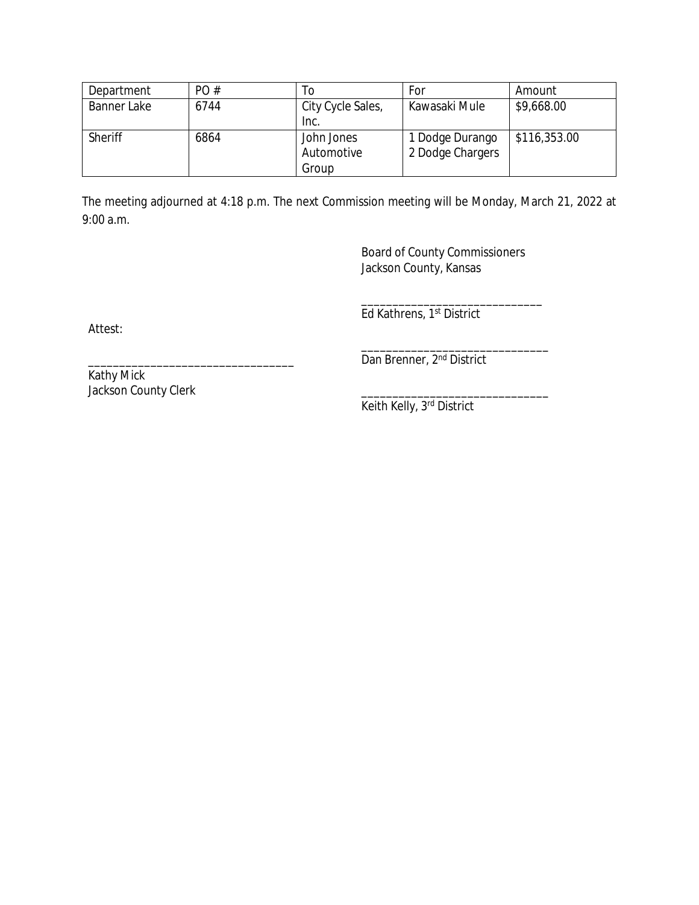| Department | PO # | To | For | Amount |
|---|---|---|---|---|
| Banner Lake | 6744 | City Cycle Sales, Inc. | Kawasaki Mule | $9,668.00 |
| Sheriff | 6864 | John Jones Automotive Group | 1 Dodge Durango 2 Dodge Chargers | $116,353.00 |

The meeting adjourned at 4:18 p.m. The next Commission meeting will be Monday, March 21, 2022 at 9:00 a.m.

Board of County Commissioners
Jackson County, Kansas

_____________________________
Ed Kathrens, 1st District

_____________________________
Dan Brenner, 2nd District

_____________________________
Keith Kelly, 3rd District

Attest:

_________________________________
Kathy Mick
Jackson County Clerk